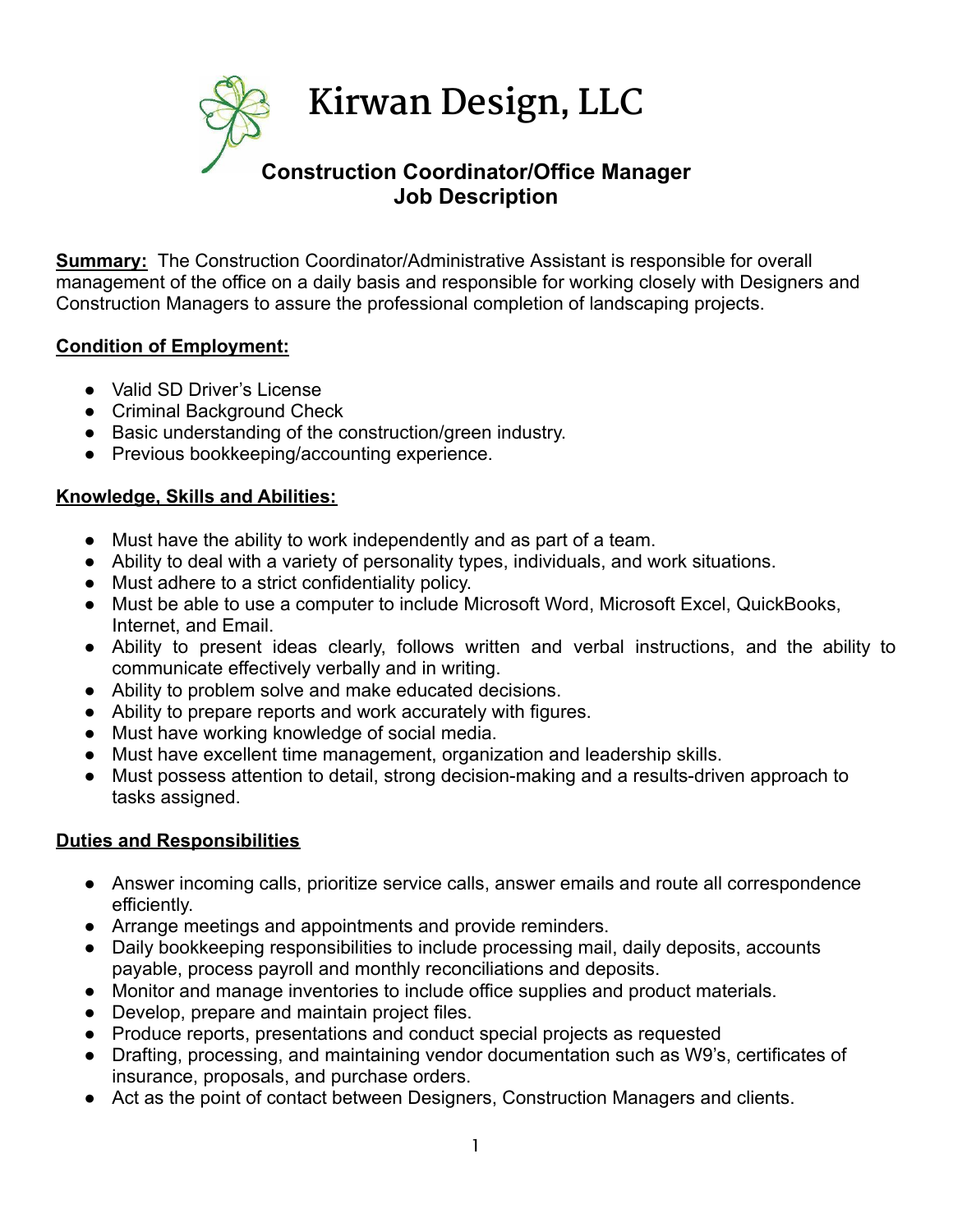# Kirwan Design, LLC

## Construction Coordinator/Office Manager Job Description

**Summary:** The Construction Coordinator/Administrative Assistant is responsible for overall management of the office on a daily basis and responsible for working closely with Designers and Construction Managers to assure the professional completion of landscaping projects.

**Condition of Employment:**

- Valid SD Driver's License
- Criminal Background Check
- Basic understanding of the construction/green industry.
- Previous bookkeeping/accounting experience.

**Knowledge, Skills and Abilities:**

- Must have the ability to work independently and as part of a team.
- Ability to deal with a variety of personality types, individuals, and work situations.
- Must adhere to a strict confidentiality policy.
- Must be able to use a computer to include Microsoft Word, Microsoft Excel, QuickBooks, Internet, and Email.
- Ability to present ideas clearly, follows written and verbal instructions, and the ability to communicate effectively verbally and in writing.
- Ability to problem solve and make educated decisions.
- Ability to prepare reports and work accurately with figures.
- Must have working knowledge of social media.
- Must have excellent time management, organization and leadership skills.
- Must possess attention to detail, strong decision-making and a results-driven approach to tasks assigned.

**Duties and Responsibilities**

- Answer incoming calls, prioritize service calls, answer emails and route all correspondence efficiently.
- Arrange meetings and appointments and provide reminders.
- Daily bookkeeping responsibilities to include processing mail, daily deposits, accounts payable, process payroll and monthly reconciliations and deposits.
- Monitor and manage inventories to include office supplies and product materials.
- Develop, prepare and maintain project files.
- Produce reports, presentations and conduct special projects as requested
- Drafting, processing, and maintaining vendor documentation such as W9's, certificates of insurance, proposals, and purchase orders.
- Act as the point of contact between Designers, Construction Managers and clients.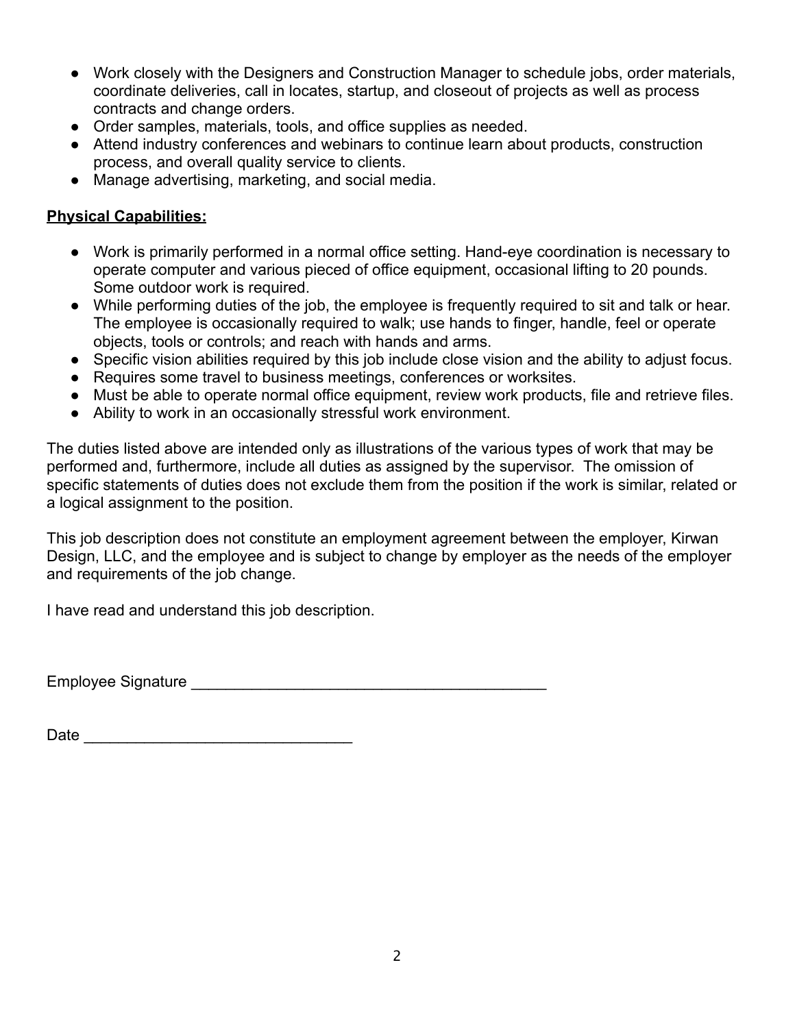- Work closely with the Designers and Construction Manager to schedule jobs, order materials, coordinate deliveries, call in locates, startup, and closeout of projects as well as process contracts and change orders.
- Order samples, materials, tools, and office supplies as needed.
- Attend industry conferences and webinars to continue learn about products, construction process, and overall quality service to clients.
- Manage advertising, marketing, and social media.

**Physical Capabilities:**

- Work is primarily performed in a normal office setting. Hand-eye coordination is necessary to operate computer and various pieced of office equipment, occasional lifting to 20 pounds. Some outdoor work is required.
- While performing duties of the job, the employee is frequently required to sit and talk or hear. The employee is occasionally required to walk; use hands to finger, handle, feel or operate objects, tools or controls; and reach with hands and arms.
- Specific vision abilities required by this job include close vision and the ability to adjust focus.
- Requires some travel to business meetings, conferences or worksites.
- Must be able to operate normal office equipment, review work products, file and retrieve files.
- Ability to work in an occasionally stressful work environment.

The duties listed above are intended only as illustrations of the various types of work that may be performed and, furthermore, include all duties as assigned by the supervisor. The omission of specific statements of duties does not exclude them from the position if the work is similar, related or a logical assignment to the position.

This job description does not constitute an employment agreement between the employer, Kirwan Design, LLC, and the employee and is subject to change by employer as the needs of the employer and requirements of the job change.

I have read and understand this job description.

Employee Signature ________________________________________

Date ______________________________